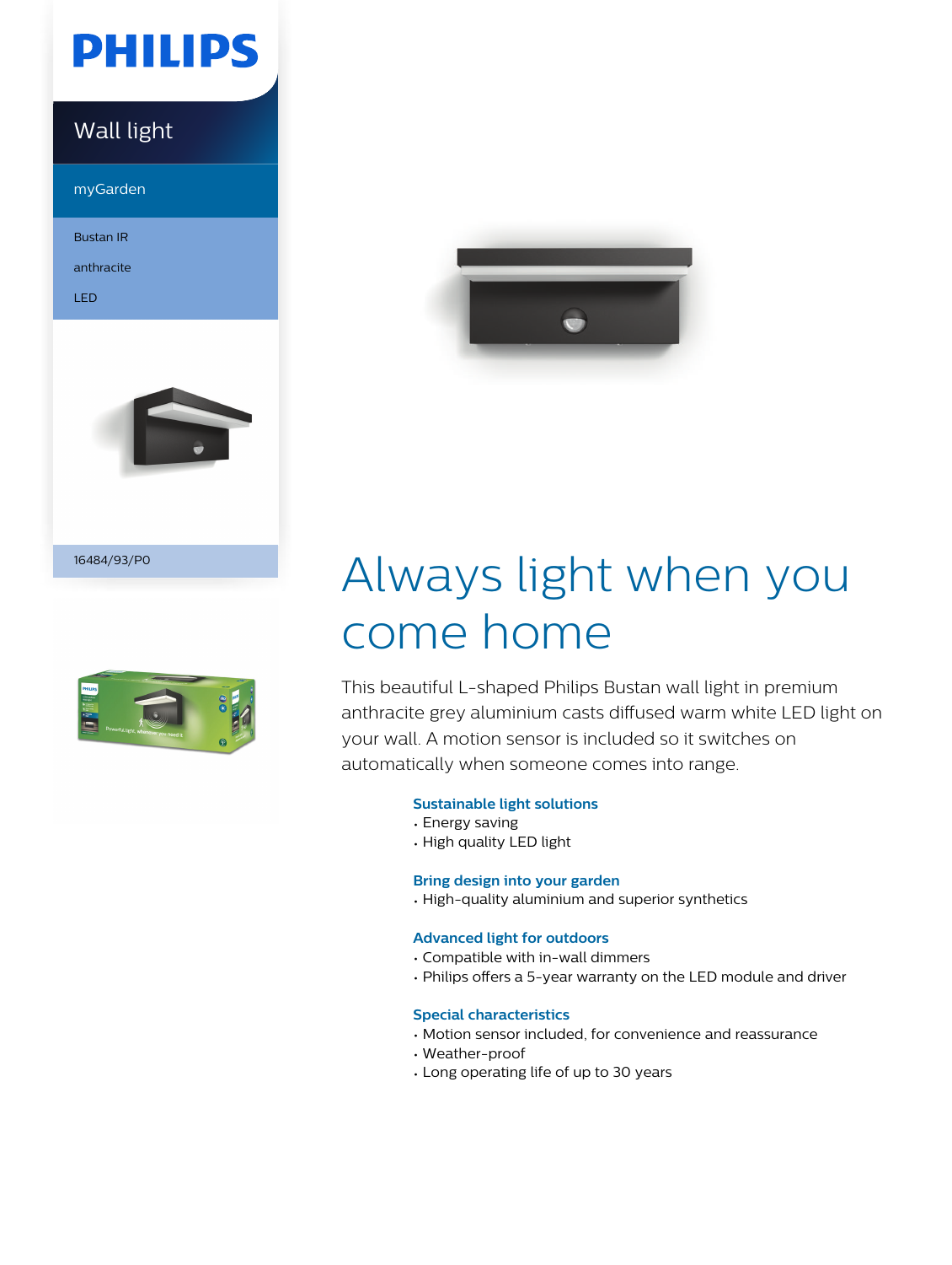PHILIPS

Wall light

myGarden

Bustan IR

anthracite

LED

16484/93/P0

# Always light when you come home

This beautiful L-shaped Philips Bustan wall light in premium anthracite grey aluminium casts diffused warm white LED light on your wall. A motion sensor is included so it switches on automatically when someone comes into range.

### Sustainable light solutions

- Energy saving
- High quality LED light

### Bring design into your garden

- High-quality aluminium and superior synthetics

### Advanced light for outdoors

- Compatible with in-wall dimmers
- Philips offers a 5-year warranty on the LED module and driver

### Special characteristics

- Motion sensor included, for convenience and reassurance
- Weather-proof
- Long operating life of up to 30 years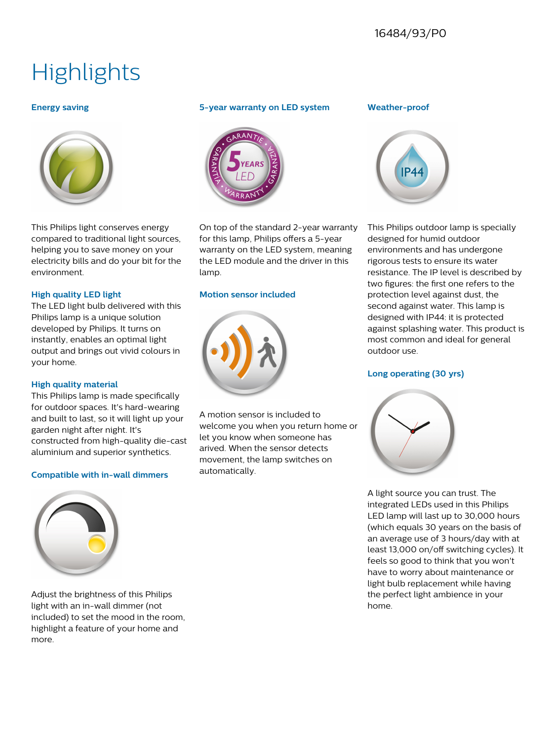16484/93/P0

# Highlights

### Energy saving

This Philips light conserves energy compared to traditional light sources, helping you to save money on your electricity bills and do your bit for the environment.

### High quality LED light

The LED light bulb delivered with this Philips lamp is a unique solution developed by Philips. It turns on instantly, enables an optimal light output and brings out vivid colours in your home.

### High quality material

This Philips lamp is made specifically for outdoor spaces. It's hard-wearing and built to last, so it will light up your garden night after night. It's constructed from high-quality die-cast aluminium and superior synthetics.

### Compatible with in-wall dimmers

Adjust the brightness of this Philips light with an in-wall dimmer (not included) to set the mood in the room, highlight a feature of your home and more.

### 5-year warranty on LED system

On top of the standard 2-year warranty for this lamp, Philips offers a 5-year warranty on the LED system, meaning the LED module and the driver in this lamp.

### Motion sensor included

A motion sensor is included to welcome you when you return home or let you know when someone has arived. When the sensor detects movement, the lamp switches on automatically.

### Weather-proof

This Philips outdoor lamp is specially designed for humid outdoor environments and has undergone rigorous tests to ensure its water resistance. The IP level is described by two figures: the first one refers to the protection level against dust, the second against water. This lamp is designed with IP44: it is protected against splashing water. This product is most common and ideal for general outdoor use.

### Long operating (30 yrs)

A light source you can trust. The integrated LEDs used in this Philips LED lamp will last up to 30,000 hours (which equals 30 years on the basis of an average use of 3 hours/day with at least 13,000 on/off switching cycles). It feels so good to think that you won't have to worry about maintenance or light bulb replacement while having the perfect light ambience in your home.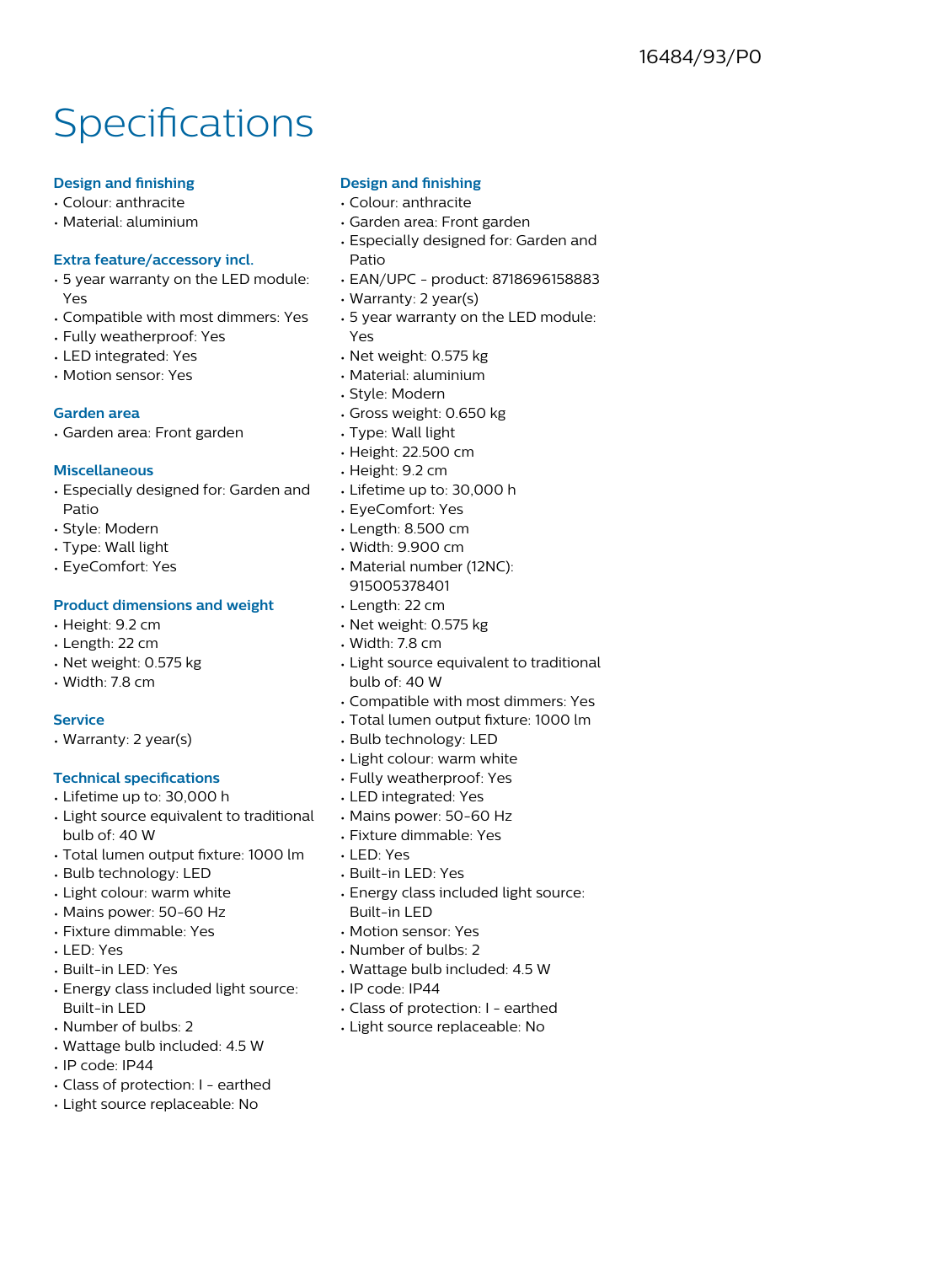16484/93/P0

# Specifications

### Design and finishing

- Colour: anthracite
- Material: aluminium

### Extra feature/accessory incl.

- 5 year warranty on the LED module: Yes
- Compatible with most dimmers: Yes
- Fully weatherproof: Yes
- LED integrated: Yes
- Motion sensor: Yes

### Garden area

- Garden area: Front garden

### Miscellaneous

- Especially designed for: Garden and Patio
- Style: Modern
- Type: Wall light
- EyeComfort: Yes

### Product dimensions and weight

- Height: 9.2 cm
- Length: 22 cm
- Net weight: 0.575 kg
- Width: 7.8 cm

### Service

- Warranty: 2 year(s)

### Technical specifications

- Lifetime up to: 30,000 h
- Light source equivalent to traditional bulb of: 40 W
- Total lumen output fixture: 1000 lm
- Bulb technology: LED
- Light colour: warm white
- Mains power: 50-60 Hz
- Fixture dimmable: Yes
- LED: Yes
- Built-in LED: Yes
- Energy class included light source: Built-in LED
- Number of bulbs: 2
- Wattage bulb included: 4.5 W
- IP code: IP44
- Class of protection: I - earthed
- Light source replaceable: No

### Design and finishing

- Colour: anthracite
- Garden area: Front garden
- Especially designed for: Garden and Patio
- EAN/UPC - product: 8718696158883
- Warranty: 2 year(s)
- 5 year warranty on the LED module: Yes
- Net weight: 0.575 kg
- Material: aluminium
- Style: Modern
- Gross weight: 0.650 kg
- Type: Wall light
- Height: 22.500 cm
- Height: 9.2 cm
- Lifetime up to: 30,000 h
- EyeComfort: Yes
- Length: 8.500 cm
- Width: 9.900 cm
- Material number (12NC): 915005378401
- Length: 22 cm
- Net weight: 0.575 kg
- Width: 7.8 cm
- Light source equivalent to traditional bulb of: 40 W
- Compatible with most dimmers: Yes
- Total lumen output fixture: 1000 lm
- Bulb technology: LED
- Light colour: warm white
- Fully weatherproof: Yes
- LED integrated: Yes
- Mains power: 50-60 Hz
- Fixture dimmable: Yes
- LED: Yes
- Built-in LED: Yes
- Energy class included light source: Built-in LED
- Motion sensor: Yes
- Number of bulbs: 2
- Wattage bulb included: 4.5 W
- IP code: IP44
- Class of protection: I - earthed
- Light source replaceable: No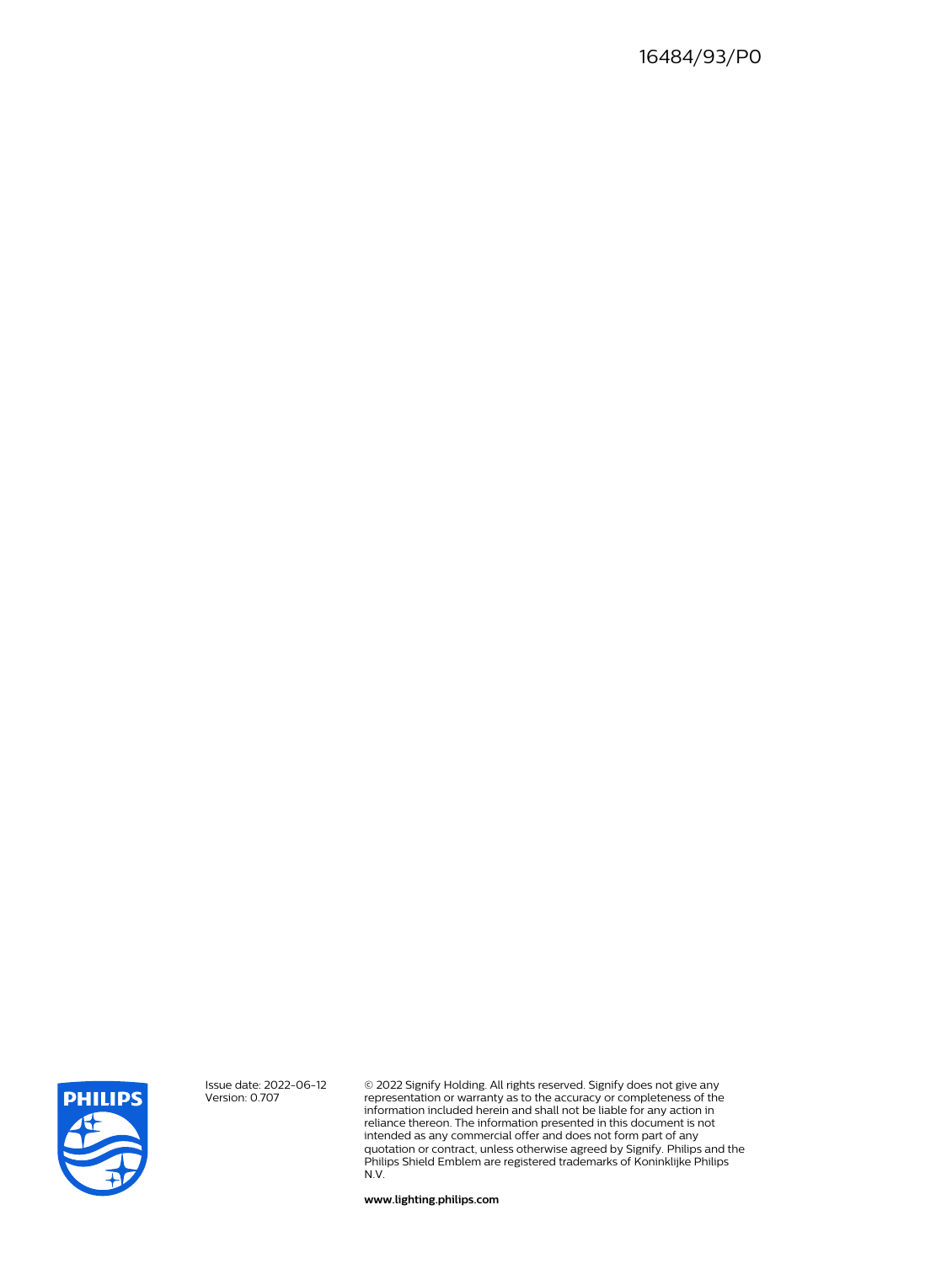Issue date: 2022-06-12
Version: 0.707

© 2022 Signify Holding. All rights reserved. Signify does not give any representation or warranty as to the accuracy or completeness of the information included herein and shall not be liable for any action in reliance thereon. The information presented in this document is not intended as any commercial offer and does not form part of any quotation or contract, unless otherwise agreed by Signify. Philips and the Philips Shield Emblem are registered trademarks of Koninklijke Philips N.V.

**www.lighting.philips.com**